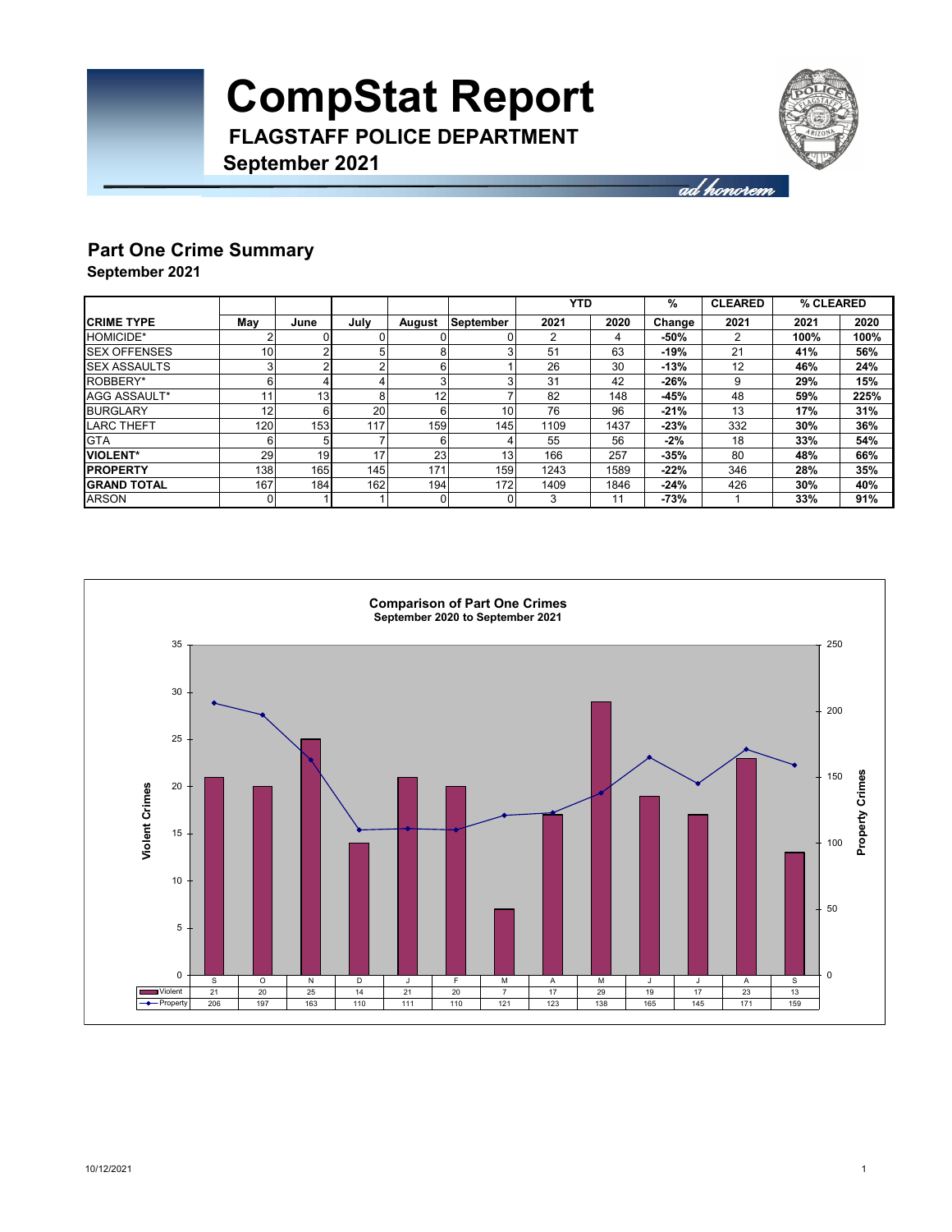# CompStat Report

## FLAGSTAFF POLICE DEPARTMENT

### September 2021

*ad honorem*

## Part One Crime Summary

**September 2021**

| CRIME TYPE | May | June | July | August | September | YTD 2021 | YTD 2020 | % Change | CLEARED 2021 | % CLEARED 2021 | % CLEARED 2020 |
|---|---|---|---|---|---|---|---|---|---|---|---|
| HOMICIDE* | 2 | 0 | 0 | 0 | 0 | 2 | 4 | -50% | 2 | 100% | 100% |
| SEX OFFENSES | 10 | 2 | 5 | 8 | 3 | 51 | 63 | -19% | 21 | 41% | 56% |
| SEX ASSAULTS | 3 | 2 | 2 | 6 | 1 | 26 | 30 | -13% | 12 | 46% | 24% |
| ROBBERY* | 6 | 4 | 4 | 3 | 3 | 31 | 42 | -26% | 9 | 29% | 15% |
| AGG ASSAULT* | 11 | 13 | 8 | 12 | 7 | 82 | 148 | -45% | 48 | 59% | 225% |
| BURGLARY | 12 | 6 | 20 | 6 | 10 | 76 | 96 | -21% | 13 | 17% | 31% |
| LARC THEFT | 120 | 153 | 117 | 159 | 145 | 1109 | 1437 | -23% | 332 | 30% | 36% |
| GTA | 6 | 5 | 7 | 6 | 4 | 55 | 56 | -2% | 18 | 33% | 54% |
| **VIOLENT*** | 29 | 19 | 17 | 23 | 13 | 166 | 257 | -35% | 80 | 48% | 66% |
| **PROPERTY** | 138 | 165 | 145 | 171 | 159 | 1243 | 1589 | -22% | 346 | 28% | 35% |
| **GRAND TOTAL** | 167 | 184 | 162 | 194 | 172 | 1409 | 1846 | -24% | 426 | 30% | 40% |
| ARSON | 0 | 1 | 1 | 0 | 0 | 3 | 11 | -73% | 1 | 33% | 91% |

**Comparison of Part One Crimes**
**September 2020 to September 2021**

| | S | O | N | D | J | F | M | A | M | J | J | A | S |
|---|---|---|---|---|---|---|---|---|---|---|---|---|---|
| Violent | 21 | 20 | 25 | 14 | 21 | 20 | 7 | 17 | 29 | 19 | 17 | 23 | 13 |
| Property | 206 | 197 | 163 | 110 | 111 | 110 | 121 | 123 | 138 | 165 | 145 | 171 | 159 |

10/12/2021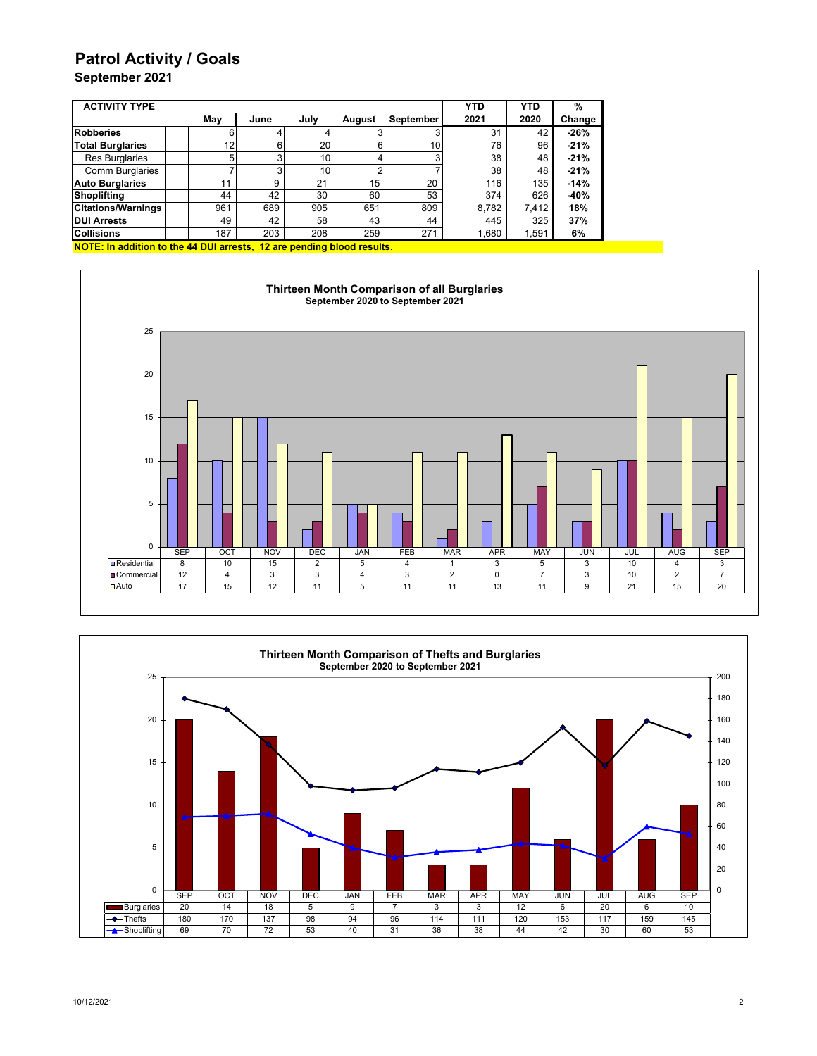# Patrol Activity / Goals

## September 2021

| ACTIVITY TYPE | May | June | July | August | September | YTD 2021 | YTD 2020 | % Change |
|---|---|---|---|---|---|---|---|---|
| **Robberies** | 6 | 4 | 4 | 3 | 3 | 31 | 42 | **-26%** |
| **Total Burglaries** | 12 | 6 | 20 | 6 | 10 | 76 | 96 | **-21%** |
| Res Burglaries | 5 | 3 | 10 | 4 | 3 | 38 | 48 | **-21%** |
| Comm Burglaries | 7 | 3 | 10 | 2 | 7 | 38 | 48 | **-21%** |
| **Auto Burglaries** | 11 | 9 | 21 | 15 | 20 | 116 | 135 | **-14%** |
| **Shoplifting** | 44 | 42 | 30 | 60 | 53 | 374 | 626 | **-40%** |
| **Citations/Warnings** | 961 | 689 | 905 | 651 | 809 | 8,782 | 7,412 | **18%** |
| **DUI Arrests** | 49 | 42 | 58 | 43 | 44 | 445 | 325 | **37%** |
| **Collisions** | 187 | 203 | 208 | 259 | 271 | 1,680 | 1,591 | **6%** |

**NOTE: In addition to the 44 DUI arrests, 12 are pending blood results.**

**Thirteen Month Comparison of all Burglaries**
**September 2020 to September 2021**

| | SEP | OCT | NOV | DEC | JAN | FEB | MAR | APR | MAY | JUN | JUL | AUG | SEP |
|---|---|---|---|---|---|---|---|---|---|---|---|---|---|
| Residential | 8 | 10 | 15 | 2 | 5 | 4 | 1 | 3 | 5 | 3 | 10 | 4 | 3 |
| Commercial | 12 | 4 | 3 | 3 | 4 | 3 | 2 | 0 | 7 | 3 | 10 | 2 | 7 |
| Auto | 17 | 15 | 12 | 11 | 5 | 11 | 11 | 13 | 11 | 9 | 21 | 15 | 20 |

**Thirteen Month Comparison of Thefts and Burglaries**
**September 2020 to September 2021**

| | SEP | OCT | NOV | DEC | JAN | FEB | MAR | APR | MAY | JUN | JUL | AUG | SEP |
|---|---|---|---|---|---|---|---|---|---|---|---|---|---|
| Burglaries | 20 | 14 | 18 | 5 | 9 | 7 | 3 | 3 | 12 | 6 | 20 | 6 | 10 |
| Thefts | 180 | 170 | 137 | 98 | 94 | 96 | 114 | 111 | 120 | 153 | 117 | 159 | 145 |
| Shoplifting | 69 | 70 | 72 | 53 | 40 | 31 | 36 | 38 | 44 | 42 | 30 | 60 | 53 |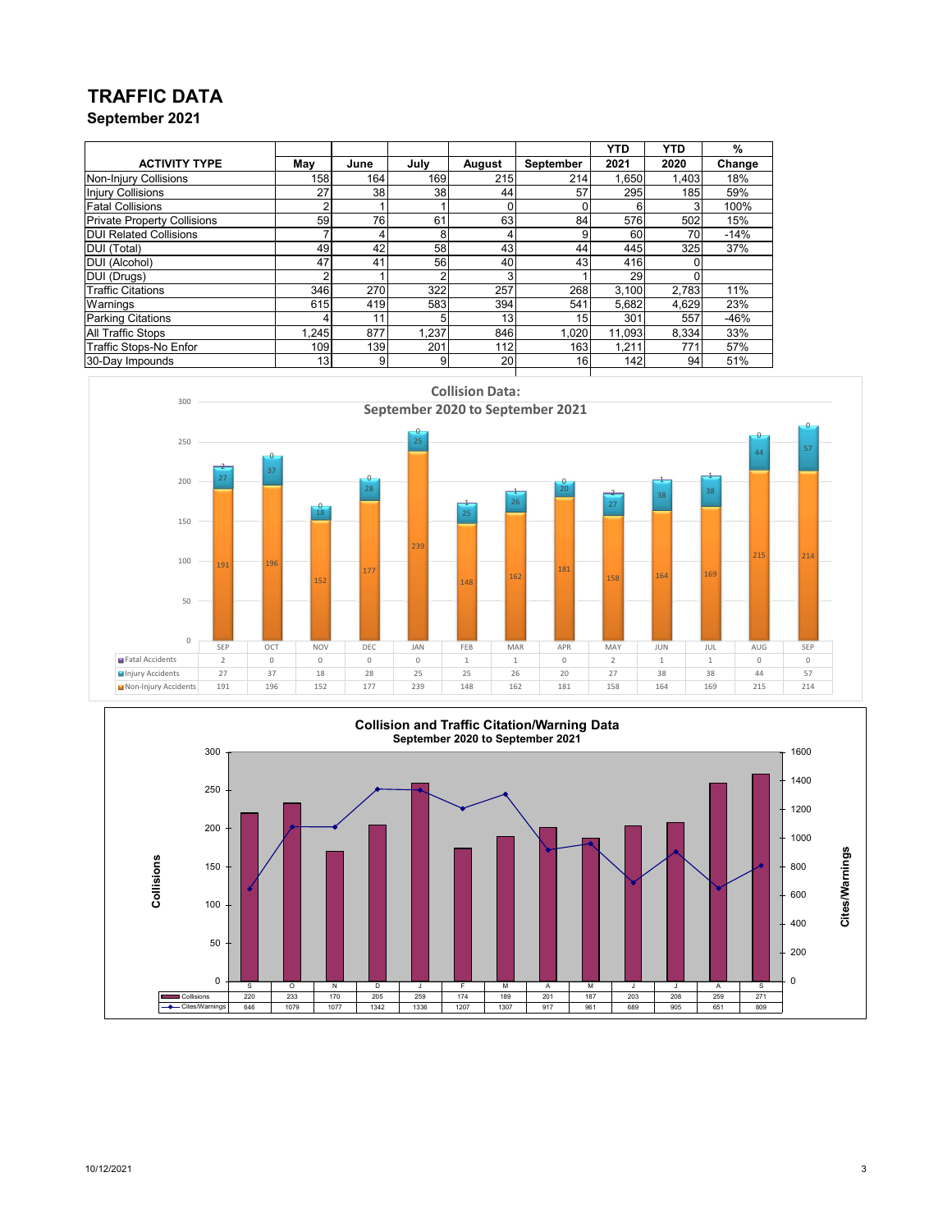# TRAFFIC DATA

## September 2021

| ACTIVITY TYPE | May | June | July | August | September | YTD 2021 | YTD 2020 | % Change |
|---|---|---|---|---|---|---|---|---|
| Non-Injury Collisions | 158 | 164 | 169 | 215 | 214 | 1,650 | 1,403 | 18% |
| Injury Collisions | 27 | 38 | 38 | 44 | 57 | 295 | 185 | 59% |
| Fatal Collisions | 2 | 1 | 1 | 0 | 0 | 6 | 3 | 100% |
| Private Property Collisions | 59 | 76 | 61 | 63 | 84 | 576 | 502 | 15% |
| DUI Related Collisions | 7 | 4 | 8 | 4 | 9 | 60 | 70 | -14% |
| DUI (Total) | 49 | 42 | 58 | 43 | 44 | 445 | 325 | 37% |
| DUI (Alcohol) | 47 | 41 | 56 | 40 | 43 | 416 | 0 | |
| DUI (Drugs) | 2 | 1 | 2 | 3 | 1 | 29 | 0 | |
| Traffic Citations | 346 | 270 | 322 | 257 | 268 | 3,100 | 2,783 | 11% |
| Warnings | 615 | 419 | 583 | 394 | 541 | 5,682 | 4,629 | 23% |
| Parking Citations | 4 | 11 | 5 | 13 | 15 | 301 | 557 | -46% |
| All Traffic Stops | 1,245 | 877 | 1,237 | 846 | 1,020 | 11,093 | 8,334 | 33% |
| Traffic Stops-No Enfor | 109 | 139 | 201 | 112 | 163 | 1,211 | 771 | 57% |
| 30-Day Impounds | 13 | 9 | 9 | 20 | 16 | 142 | 94 | 51% |

**Collision Data: September 2020 to September 2021**

| | SEP | OCT | NOV | DEC | JAN | FEB | MAR | APR | MAY | JUN | JUL | AUG | SEP |
|---|---|---|---|---|---|---|---|---|---|---|---|---|---|
| Fatal Accidents | 2 | 0 | 0 | 0 | 0 | 1 | 1 | 0 | 2 | 1 | 1 | 0 | 0 |
| Injury Accidents | 27 | 37 | 18 | 28 | 25 | 25 | 26 | 20 | 27 | 38 | 38 | 44 | 57 |
| Non-Injury Accidents | 191 | 196 | 152 | 177 | 239 | 148 | 162 | 181 | 158 | 164 | 169 | 215 | 214 |

**Collision and Traffic Citation/Warning Data**
**September 2020 to September 2021**

| | S | O | N | D | J | F | M | A | M | J | J | A | S |
|---|---|---|---|---|---|---|---|---|---|---|---|---|---|
| Collisions | 220 | 233 | 170 | 205 | 259 | 174 | 189 | 201 | 187 | 203 | 208 | 259 | 271 |
| Cites/Warnings | 646 | 1079 | 1077 | 1342 | 1336 | 1207 | 1307 | 917 | 961 | 689 | 905 | 651 | 809 |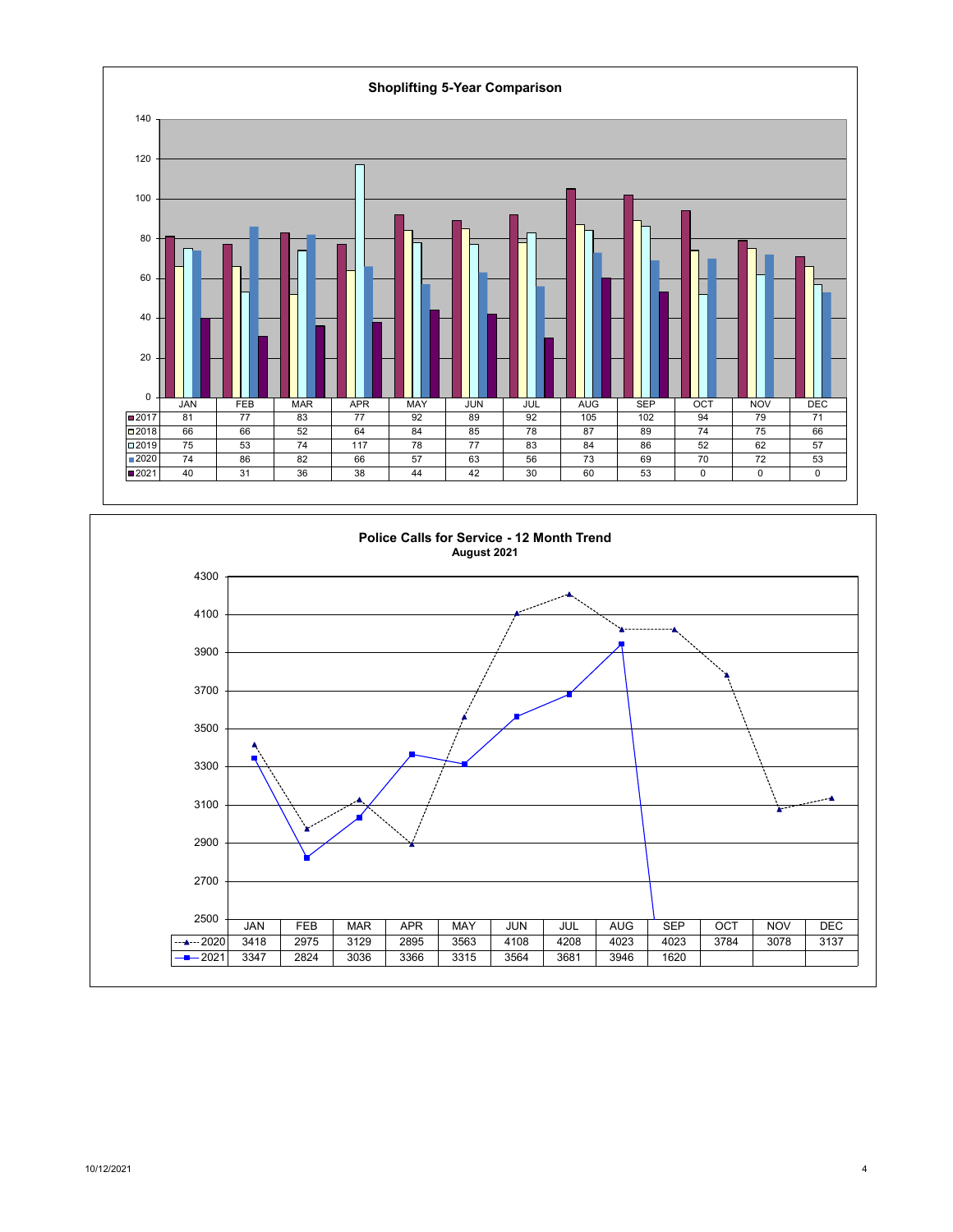## Shoplifting 5-Year Comparison

| | JAN | FEB | MAR | APR | MAY | JUN | JUL | AUG | SEP | OCT | NOV | DEC |
|---|---|---|---|---|---|---|---|---|---|---|---|---|
| 2017 | 81 | 77 | 83 | 77 | 92 | 89 | 92 | 105 | 102 | 94 | 79 | 71 |
| 2018 | 66 | 66 | 52 | 64 | 84 | 85 | 78 | 87 | 89 | 74 | 75 | 66 |
| 2019 | 75 | 53 | 74 | 117 | 78 | 77 | 83 | 84 | 86 | 52 | 62 | 57 |
| 2020 | 74 | 86 | 82 | 66 | 57 | 63 | 56 | 73 | 69 | 70 | 72 | 53 |
| 2021 | 40 | 31 | 36 | 38 | 44 | 42 | 30 | 60 | 53 | 0 | 0 | 0 |

## Police Calls for Service - 12 Month Trend

**August 2021**

| | JAN | FEB | MAR | APR | MAY | JUN | JUL | AUG | SEP | OCT | NOV | DEC |
|---|---|---|---|---|---|---|---|---|---|---|---|---|
| 2020 | 3418 | 2975 | 3129 | 2895 | 3563 | 4108 | 4208 | 4023 | 4023 | 3784 | 3078 | 3137 |
| 2021 | 3347 | 2824 | 3036 | 3366 | 3315 | 3564 | 3681 | 3946 | 1620 | | | |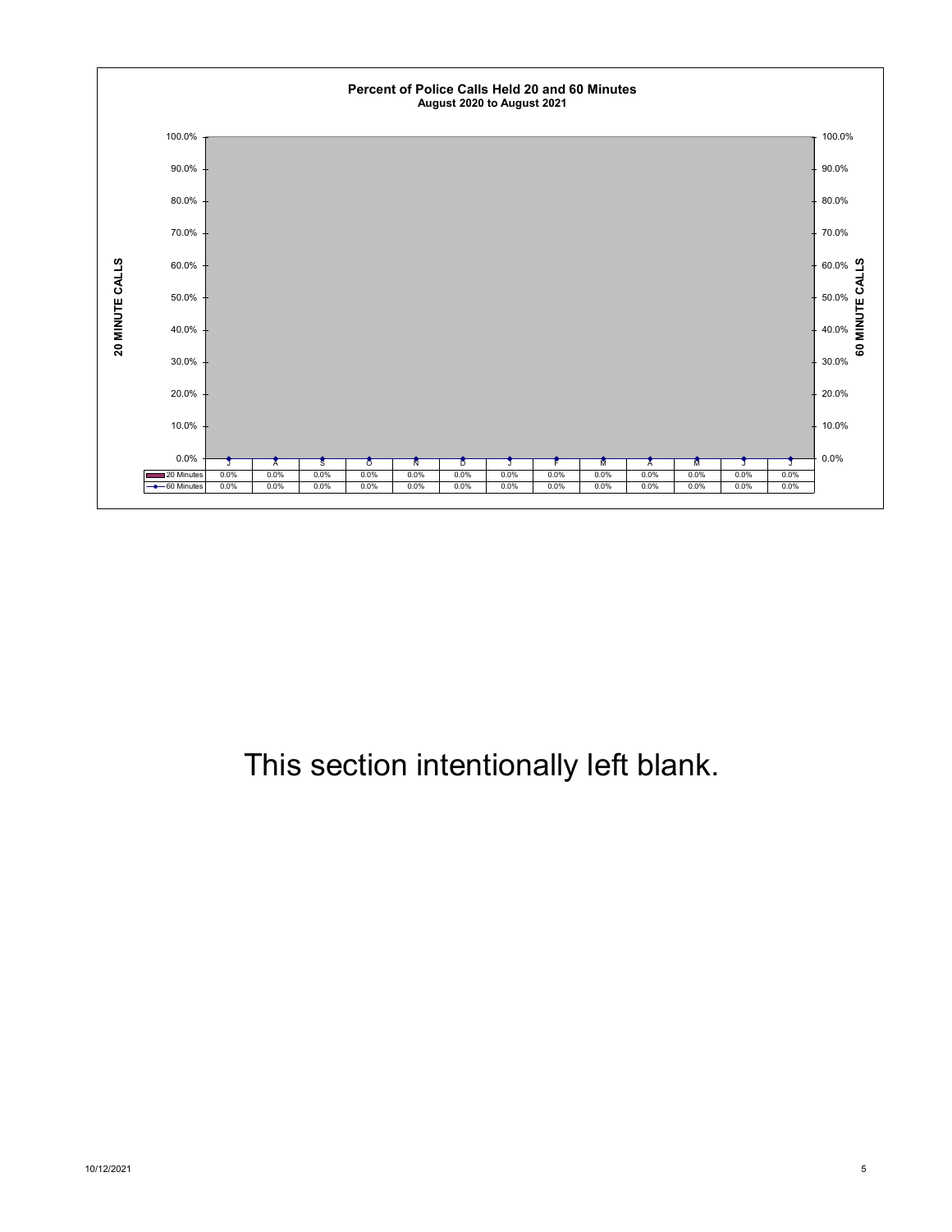**Percent of Police Calls Held 20 and 60 Minutes**
**August 2020 to August 2021**

| | J | A | S | O | N | D | J | F | M | A | M | J | J |
|---|---|---|---|---|---|---|---|---|---|---|---|---|---|
| 20 Minutes | 0.0% | 0.0% | 0.0% | 0.0% | 0.0% | 0.0% | 0.0% | 0.0% | 0.0% | 0.0% | 0.0% | 0.0% | 0.0% |
| 60 Minutes | 0.0% | 0.0% | 0.0% | 0.0% | 0.0% | 0.0% | 0.0% | 0.0% | 0.0% | 0.0% | 0.0% | 0.0% | 0.0% |

This section intentionally left blank.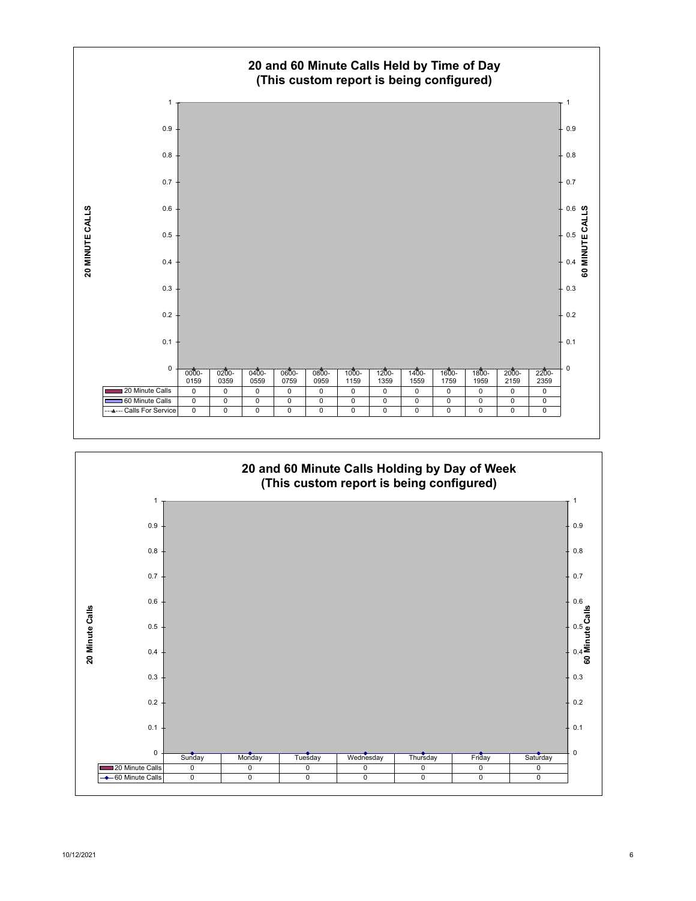## 20 and 60 Minute Calls Held by Time of Day
## (This custom report is being configured)

| | 0000-0159 | 0200-0359 | 0400-0559 | 0600-0759 | 0800-0959 | 1000-1159 | 1200-1359 | 1400-1559 | 1600-1759 | 1800-1959 | 2000-2159 | 2200-2359 |
|---|---|---|---|---|---|---|---|---|---|---|---|---|
| 20 Minute Calls | 0 | 0 | 0 | 0 | 0 | 0 | 0 | 0 | 0 | 0 | 0 | 0 |
| 60 Minute Calls | 0 | 0 | 0 | 0 | 0 | 0 | 0 | 0 | 0 | 0 | 0 | 0 |
| Calls For Service | 0 | 0 | 0 | 0 | 0 | 0 | 0 | 0 | 0 | 0 | 0 | 0 |

## 20 and 60 Minute Calls Holding by Day of Week
## (This custom report is being configured)

| | Sunday | Monday | Tuesday | Wednesday | Thursday | Friday | Saturday |
|---|---|---|---|---|---|---|---|
| 20 Minute Calls | 0 | 0 | 0 | 0 | 0 | 0 | 0 |
| 60 Minute Calls | 0 | 0 | 0 | 0 | 0 | 0 | 0 |

10/12/2021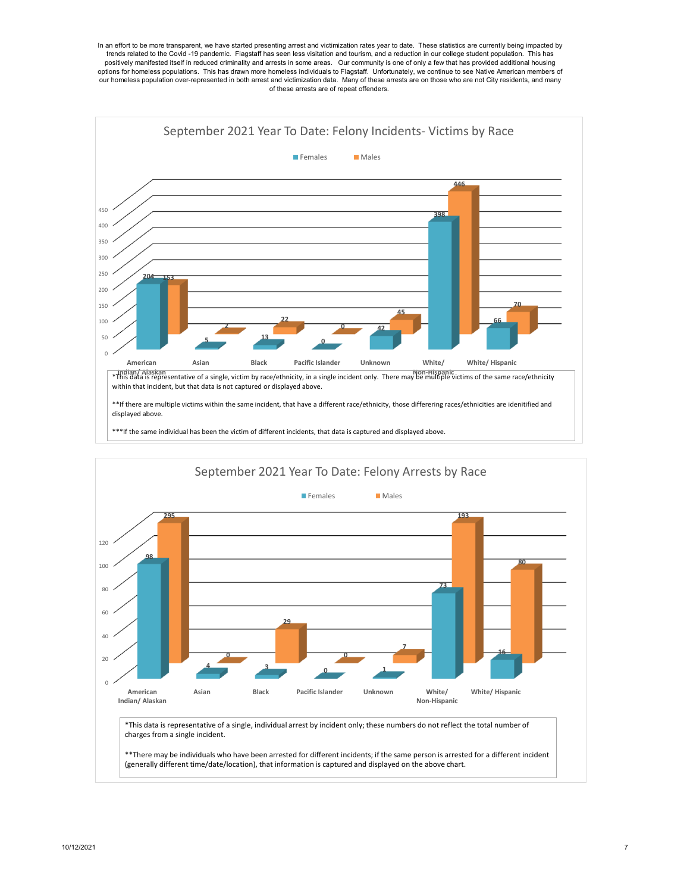In an effort to be more transparent, we have started presenting arrest and victimization rates year to date. These statistics are currently being impacted by trends related to the Covid -19 pandemic. Flagstaff has seen less visitation and tourism, and a reduction in our college student population. This has positively manifested itself in reduced criminality and arrests in some areas. Our community is one of only a few that has provided additional housing options for homeless populations. This has drawn more homeless individuals to Flagstaff. Unfortunately, we continue to see Native American members of our homeless population over-represented in both arrest and victimization data. Many of these arrests are on those who are not City residents, and many of these arrests are of repeat offenders.

## September 2021 Year To Date: Felony Incidents- Victims by Race

| Race | Females | Males |
|---|---|---|
| American Indian/ Alaskan | 204 | 153 |
| Asian | 5 | 2 |
| Black | 13 | 22 |
| Pacific Islander | 0 | 0 |
| Unknown | 42 | 45 |
| White/ Non-Hispanic | 398 | 446 |
| White/ Hispanic | 66 | 70 |

*This data is representative of a single, victim by race/ethnicity, in a single incident only. There may be multiple victims of the same race/ethnicity within that incident, but that data is not captured or displayed above.

**If there are multiple victims within the same incident, that have a different race/ethnicity, those differering races/ethnicities are idenitified and displayed above.

***If the same individual has been the victim of different incidents, that data is captured and displayed above.

## September 2021 Year To Date: Felony Arrests by Race

| Race | Females | Males |
|---|---|---|
| American Indian/ Alaskan | 98 | 295 |
| Asian | 4 | 0 |
| Black | 3 | 29 |
| Pacific Islander | 0 | 0 |
| Unknown | 1 | 7 |
| White/ Non-Hispanic | 73 | 193 |
| White/ Hispanic | 16 | 80 |

*This data is representative of a single, individual arrest by incident only; these numbers do not reflect the total number of charges from a single incident.

**There may be individuals who have been arrested for different incidents; if the same person is arrested for a different incident (generally different time/date/location), that information is captured and displayed on the above chart.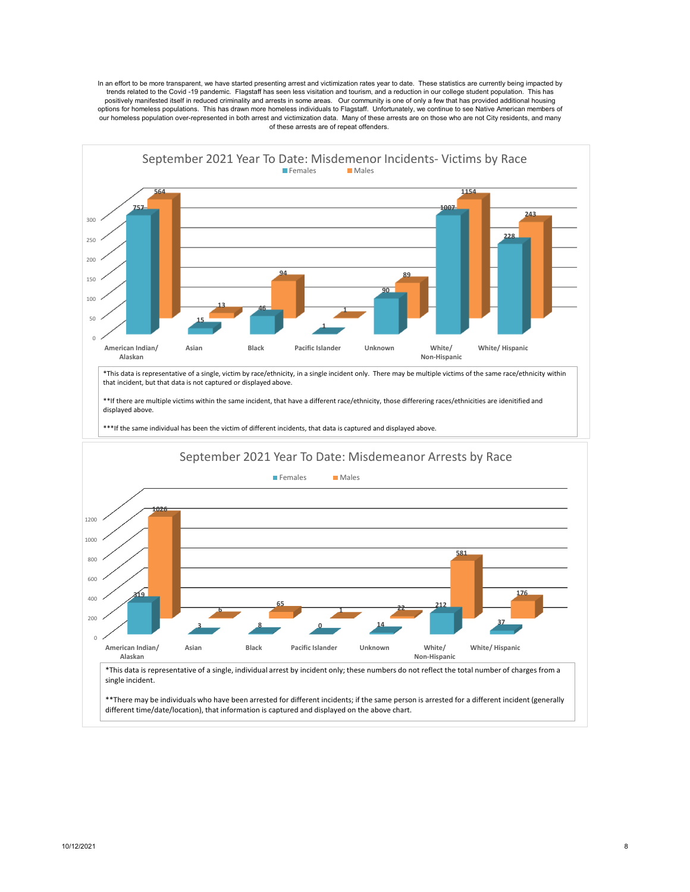In an effort to be more transparent, we have started presenting arrest and victimization rates year to date. These statistics are currently being impacted by trends related to the Covid -19 pandemic. Flagstaff has seen less visitation and tourism, and a reduction in our college student population. This has positively manifested itself in reduced criminality and arrests in some areas. Our community is one of only a few that has provided additional housing options for homeless populations. This has drawn more homeless individuals to Flagstaff. Unfortunately, we continue to see Native American members of our homeless population over-represented in both arrest and victimization data. Many of these arrests are on those who are not City residents, and many of these arrests are of repeat offenders.

## September 2021 Year To Date: Misdemenor Incidents- Victims by Race

| Race | Females | Males |
| --- | --- | --- |
| American Indian/ Alaskan | 757 | 564 |
| Asian | 15 | 13 |
| Black | 46 | 94 |
| Pacific Islander | 1 | 1 |
| Unknown | 90 | 89 |
| White/ Non-Hispanic | 1007 | 1154 |
| White/ Hispanic | 228 | 243 |

*This data is representative of a single, victim by race/ethnicity, in a single incident only. There may be multiple victims of the same race/ethnicity within that incident, but that data is not captured or displayed above.

**If there are multiple victims within the same incident, that have a different race/ethnicity, those differering races/ethnicities are idenitified and displayed above.

***If the same individual has been the victim of different incidents, that data is captured and displayed above.

## September 2021 Year To Date: Misdemeanor Arrests by Race

| Race | Females | Males |
| --- | --- | --- |
| American Indian/ Alaskan | 319 | 1026 |
| Asian | 3 | 6 |
| Black | 8 | 65 |
| Pacific Islander | 0 | 1 |
| Unknown | 14 | 22 |
| White/ Non-Hispanic | 212 | 581 |
| White/ Hispanic | 37 | 176 |

*This data is representative of a single, individual arrest by incident only; these numbers do not reflect the total number of charges from a single incident.

**There may be individuals who have been arrested for different incidents; if the same person is arrested for a different incident (generally different time/date/location), that information is captured and displayed on the above chart.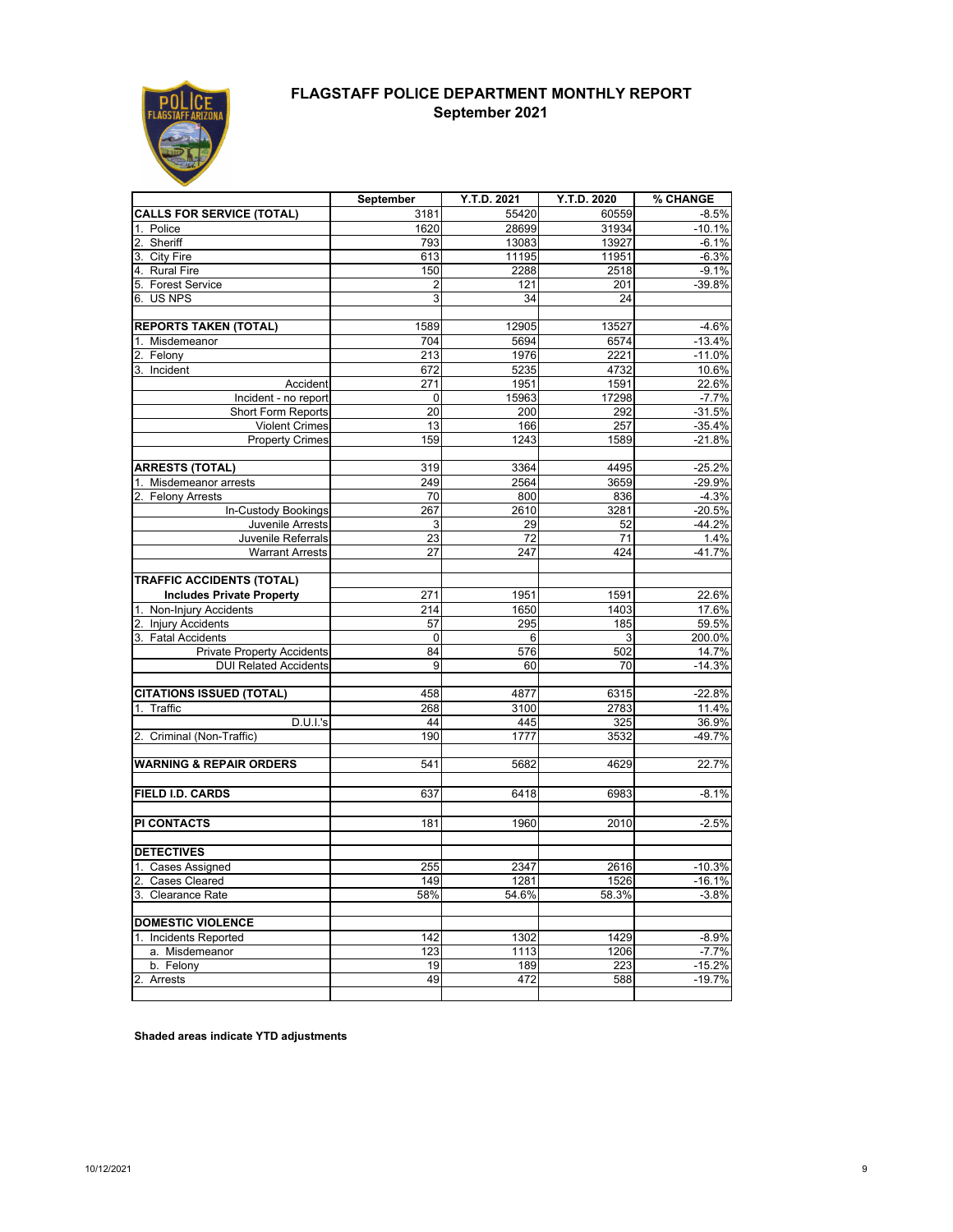# FLAGSTAFF POLICE DEPARTMENT MONTHLY REPORT
## September 2021

| | September | Y.T.D. 2021 | Y.T.D. 2020 | % CHANGE |
|---|---|---|---|---|
| **CALLS FOR SERVICE (TOTAL)** | 3181 | 55420 | 60559 | -8.5% |
| 1. Police | 1620 | 28699 | 31934 | -10.1% |
| 2. Sheriff | 793 | 13083 | 13927 | -6.1% |
| 3. City Fire | 613 | 11195 | 11951 | -6.3% |
| 4. Rural Fire | 150 | 2288 | 2518 | -9.1% |
| 5. Forest Service | 2 | 121 | 201 | -39.8% |
| 6. US NPS | 3 | 34 | 24 | |
| | | | | |
| **REPORTS TAKEN (TOTAL)** | 1589 | 12905 | 13527 | -4.6% |
| 1. Misdemeanor | 704 | 5694 | 6574 | -13.4% |
| 2. Felony | 213 | 1976 | 2221 | -11.0% |
| 3. Incident | 672 | 5235 | 4732 | 10.6% |
| Accident | 271 | 1951 | 1591 | 22.6% |
| Incident - no report | 0 | 15963 | 17298 | -7.7% |
| Short Form Reports | 20 | 200 | 292 | -31.5% |
| Violent Crimes | 13 | 166 | 257 | -35.4% |
| Property Crimes | 159 | 1243 | 1589 | -21.8% |
| | | | | |
| **ARRESTS (TOTAL)** | 319 | 3364 | 4495 | -25.2% |
| 1. Misdemeanor arrests | 249 | 2564 | 3659 | -29.9% |
| 2. Felony Arrests | 70 | 800 | 836 | -4.3% |
| In-Custody Bookings | 267 | 2610 | 3281 | -20.5% |
| Juvenile Arrests | 3 | 29 | 52 | -44.2% |
| Juvenile Referrals | 23 | 72 | 71 | 1.4% |
| Warrant Arrests | 27 | 247 | 424 | -41.7% |
| | | | | |
| **TRAFFIC ACCIDENTS (TOTAL)** | | | | |
| **Includes Private Property** | 271 | 1951 | 1591 | 22.6% |
| 1. Non-Injury Accidents | 214 | 1650 | 1403 | 17.6% |
| 2. Injury Accidents | 57 | 295 | 185 | 59.5% |
| 3. Fatal Accidents | 0 | 6 | 3 | 200.0% |
| Private Property Accidents | 84 | 576 | 502 | 14.7% |
| DUI Related Accidents | 9 | 60 | 70 | -14.3% |
| | | | | |
| **CITATIONS ISSUED (TOTAL)** | 458 | 4877 | 6315 | -22.8% |
| 1. Traffic | 268 | 3100 | 2783 | 11.4% |
| D.U.I.'s | 44 | 445 | 325 | 36.9% |
| 2. Criminal (Non-Traffic) | 190 | 1777 | 3532 | -49.7% |
| | | | | |
| **WARNING & REPAIR ORDERS** | 541 | 5682 | 4629 | 22.7% |
| | | | | |
| **FIELD I.D. CARDS** | 637 | 6418 | 6983 | -8.1% |
| | | | | |
| **PI CONTACTS** | 181 | 1960 | 2010 | -2.5% |
| | | | | |
| **DETECTIVES** | | | | |
| 1. Cases Assigned | 255 | 2347 | 2616 | -10.3% |
| 2. Cases Cleared | 149 | 1281 | 1526 | -16.1% |
| 3. Clearance Rate | 58% | 54.6% | 58.3% | -3.8% |
| | | | | |
| **DOMESTIC VIOLENCE** | | | | |
| 1. Incidents Reported | 142 | 1302 | 1429 | -8.9% |
| a. Misdemeanor | 123 | 1113 | 1206 | -7.7% |
| b. Felony | 19 | 189 | 223 | -15.2% |
| 2. Arrests | 49 | 472 | 588 | -19.7% |

**Shaded areas indicate YTD adjustments**

10/12/2021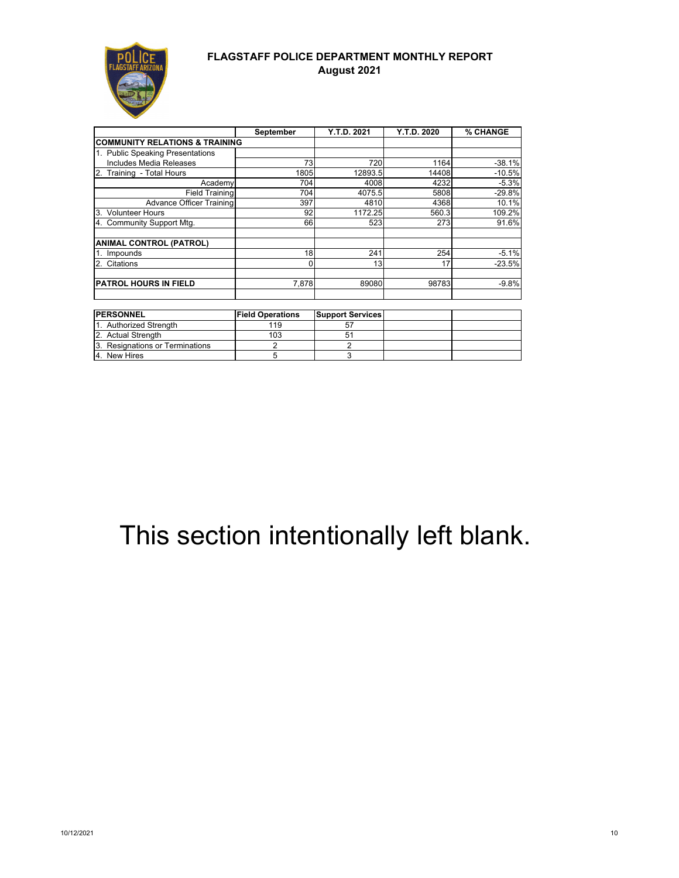# FLAGSTAFF POLICE DEPARTMENT MONTHLY REPORT
## August 2021

| | September | Y.T.D. 2021 | Y.T.D. 2020 | % CHANGE |
|---|---|---|---|---|
| **COMMUNITY RELATIONS & TRAINING** | | | | |
| 1. Public Speaking Presentations | | | | |
| Includes Media Releases | 73 | 720 | 1164 | -38.1% |
| 2. Training - Total Hours | 1805 | 12893.5 | 14408 | -10.5% |
| Academy | 704 | 4008 | 4232 | -5.3% |
| Field Training | 704 | 4075.5 | 5808 | -29.8% |
| Advance Officer Training | 397 | 4810 | 4368 | 10.1% |
| 3. Volunteer Hours | 92 | 1172.25 | 560.3 | 109.2% |
| 4. Community Support Mtg. | 66 | 523 | 273 | 91.6% |
| | | | | |
| **ANIMAL CONTROL (PATROL)** | | | | |
| 1. Impounds | 18 | 241 | 254 | -5.1% |
| 2. Citations | 0 | 13 | 17 | -23.5% |
| | | | | |
| **PATROL HOURS IN FIELD** | 7,878 | 89080 | 98783 | -9.8% |

| **PERSONNEL** | **Field Operations** | **Support Services** | | |
|---|---|---|---|---|
| 1. Authorized Strength | 119 | 57 | | |
| 2. Actual Strength | 103 | 51 | | |
| 3. Resignations or Terminations | 2 | 2 | | |
| 4. New Hires | 5 | 3 | | |

This section intentionally left blank.